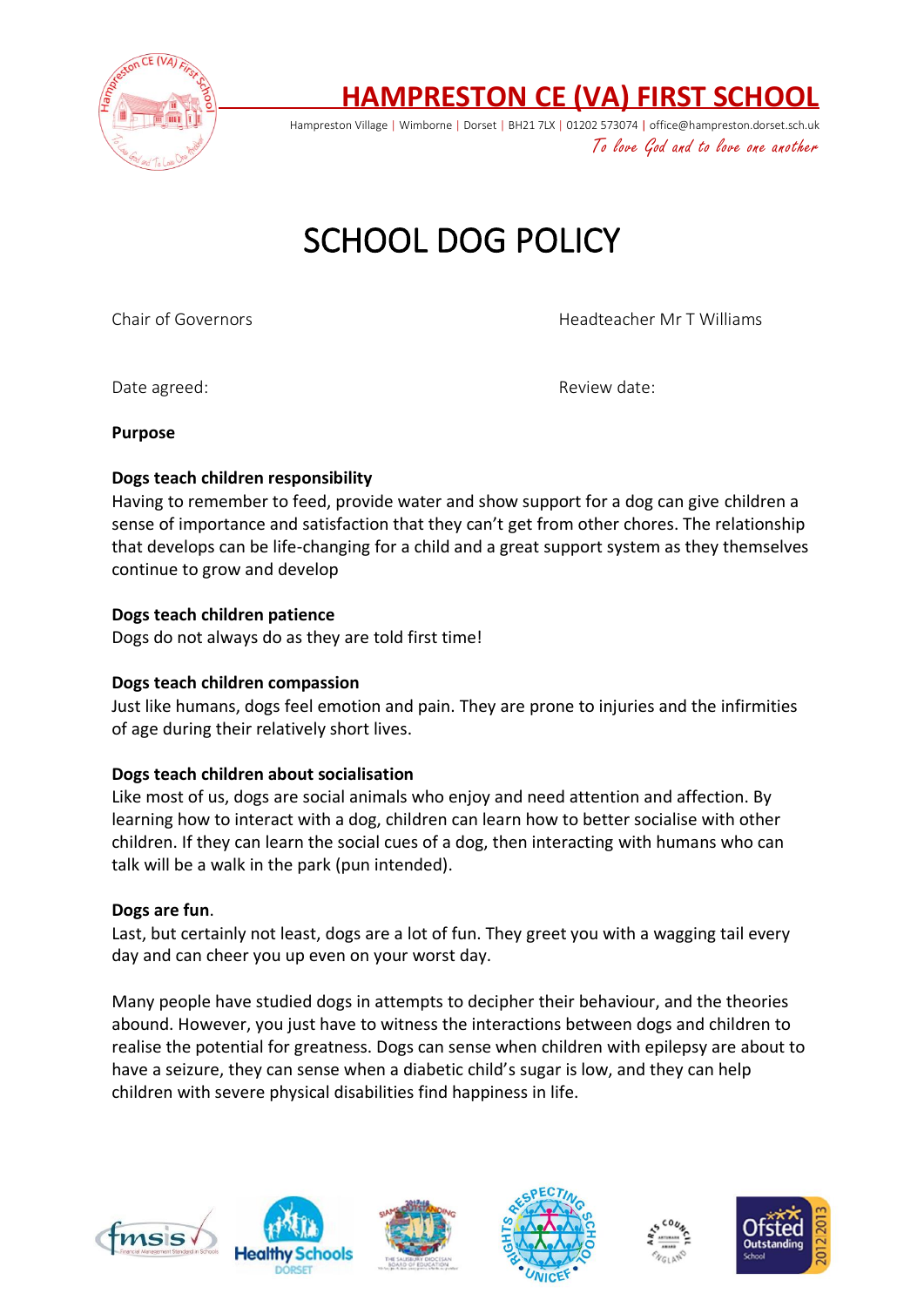# HAMPRESTON CE (VA) FIRST SCHOOL

Hampreston Village | Wimborne | Dorset | BH21 7LX | 01202 573074 | office@hampreston.dorset.sch.uk

*To love God and to love one another*

# SCHOOL DOG POLICY

Chair of Governors                                        Headteacher Mr T Williams

Date agreed:                                                  Review date:

**Purpose**

**Dogs teach children responsibility**
Having to remember to feed, provide water and show support for a dog can give children a sense of importance and satisfaction that they can't get from other chores. The relationship that develops can be life-changing for a child and a great support system as they themselves continue to grow and develop

**Dogs teach children patience**
Dogs do not always do as they are told first time!

**Dogs teach children compassion**
Just like humans, dogs feel emotion and pain. They are prone to injuries and the infirmities of age during their relatively short lives.

**Dogs teach children about socialisation**
Like most of us, dogs are social animals who enjoy and need attention and affection. By learning how to interact with a dog, children can learn how to better socialise with other children. If they can learn the social cues of a dog, then interacting with humans who can talk will be a walk in the park (pun intended).

**Dogs are fun**.
Last, but certainly not least, dogs are a lot of fun. They greet you with a wagging tail every day and can cheer you up even on your worst day.

Many people have studied dogs in attempts to decipher their behaviour, and the theories abound. However, you just have to witness the interactions between dogs and children to realise the potential for greatness. Dogs can sense when children with epilepsy are about to have a seizure, they can sense when a diabetic child's sugar is low, and they can help children with severe physical disabilities find happiness in life.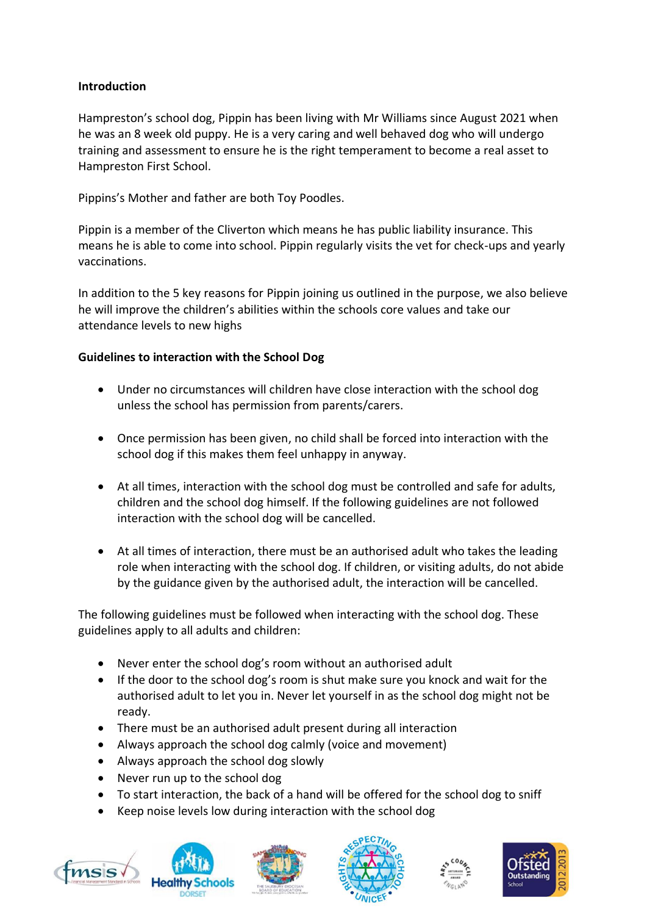**Introduction**

Hampreston's school dog, Pippin has been living with Mr Williams since August 2021 when he was an 8 week old puppy. He is a very caring and well behaved dog who will undergo training and assessment to ensure he is the right temperament to become a real asset to Hampreston First School.

Pippins's Mother and father are both Toy Poodles.

Pippin is a member of the Cliverton which means he has public liability insurance. This means he is able to come into school. Pippin regularly visits the vet for check-ups and yearly vaccinations.

In addition to the 5 key reasons for Pippin joining us outlined in the purpose, we also believe he will improve the children's abilities within the schools core values and take our attendance levels to new highs

**Guidelines to interaction with the School Dog**

- Under no circumstances will children have close interaction with the school dog unless the school has permission from parents/carers.
- Once permission has been given, no child shall be forced into interaction with the school dog if this makes them feel unhappy in anyway.
- At all times, interaction with the school dog must be controlled and safe for adults, children and the school dog himself. If the following guidelines are not followed interaction with the school dog will be cancelled.
- At all times of interaction, there must be an authorised adult who takes the leading role when interacting with the school dog. If children, or visiting adults, do not abide by the guidance given by the authorised adult, the interaction will be cancelled.

The following guidelines must be followed when interacting with the school dog. These guidelines apply to all adults and children:

- Never enter the school dog's room without an authorised adult
- If the door to the school dog's room is shut make sure you knock and wait for the authorised adult to let you in. Never let yourself in as the school dog might not be ready.
- There must be an authorised adult present during all interaction
- Always approach the school dog calmly (voice and movement)
- Always approach the school dog slowly
- Never run up to the school dog
- To start interaction, the back of a hand will be offered for the school dog to sniff
- Keep noise levels low during interaction with the school dog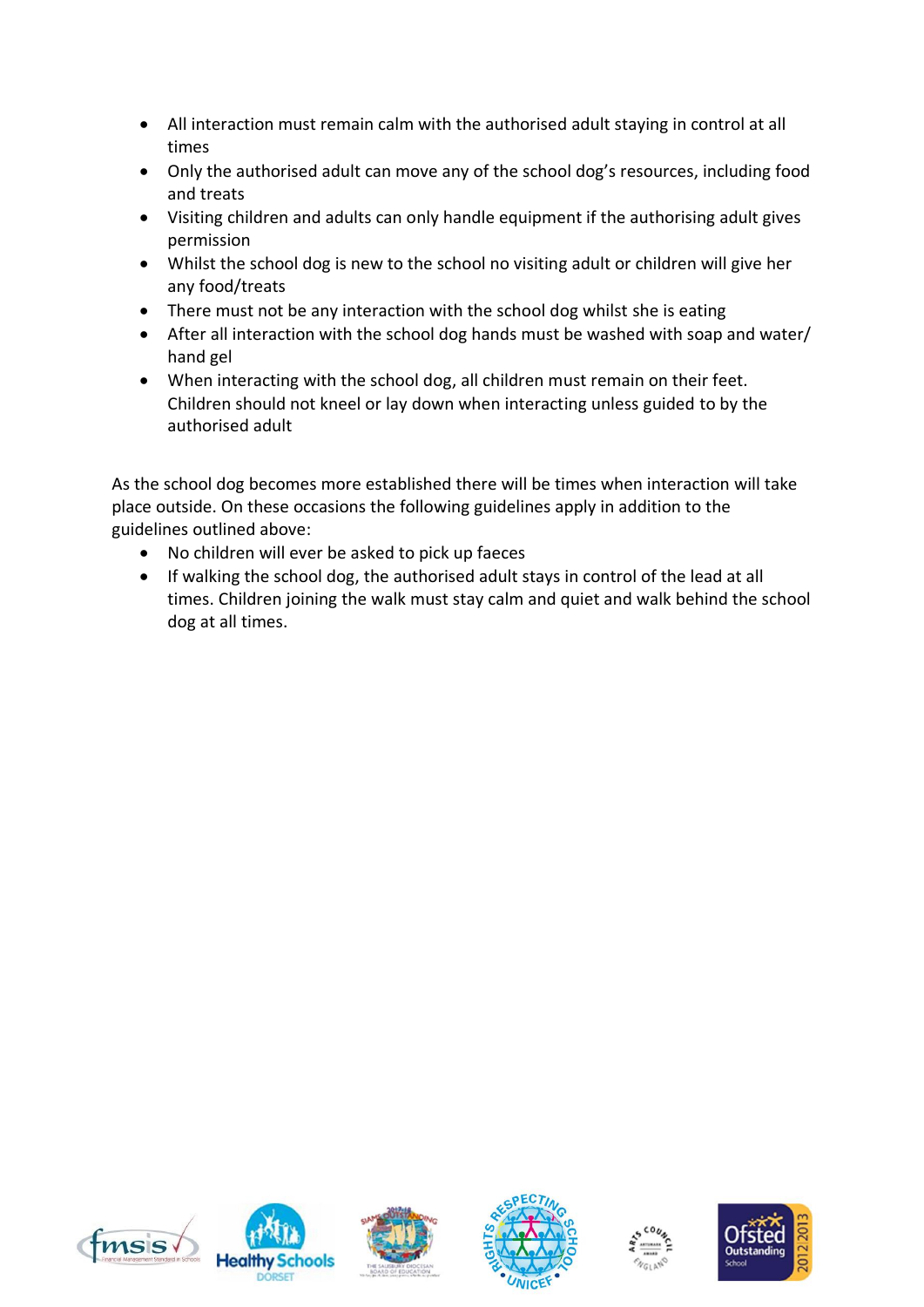- All interaction must remain calm with the authorised adult staying in control at all times
- Only the authorised adult can move any of the school dog's resources, including food and treats
- Visiting children and adults can only handle equipment if the authorising adult gives permission
- Whilst the school dog is new to the school no visiting adult or children will give her any food/treats
- There must not be any interaction with the school dog whilst she is eating
- After all interaction with the school dog hands must be washed with soap and water/ hand gel
- When interacting with the school dog, all children must remain on their feet. Children should not kneel or lay down when interacting unless guided to by the authorised adult

As the school dog becomes more established there will be times when interaction will take place outside. On these occasions the following guidelines apply in addition to the guidelines outlined above:

- No children will ever be asked to pick up faeces
- If walking the school dog, the authorised adult stays in control of the lead at all times. Children joining the walk must stay calm and quiet and walk behind the school dog at all times.